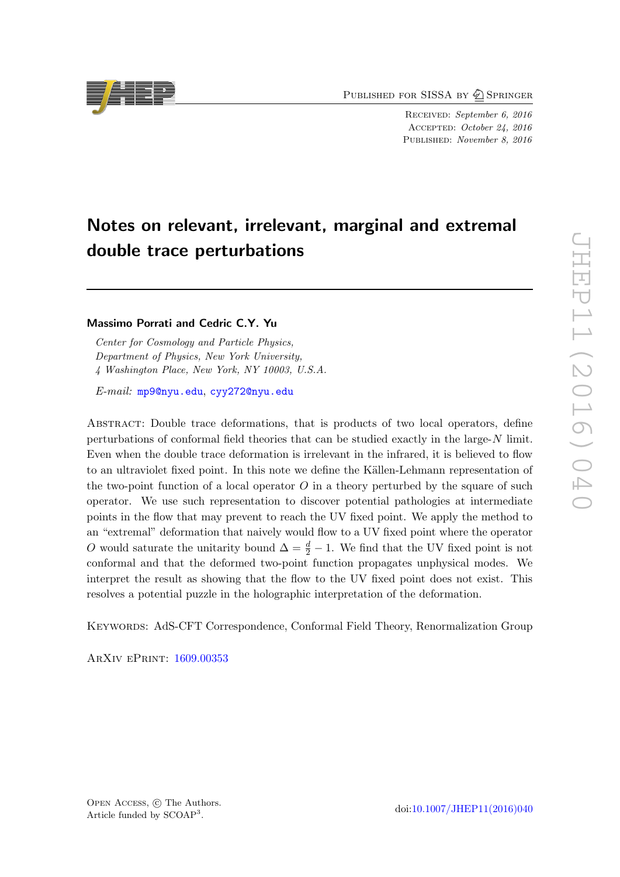Published for SISSA by Springer

Received: *September 6, 2016*
Accepted: *October 24, 2016*
Published: *November 8, 2016*

# Notes on relevant, irrelevant, marginal and extremal double trace perturbations

**Massimo Porrati and Cedric C.Y. Yu**

*Center for Cosmology and Particle Physics,*
*Department of Physics, New York University,*
*4 Washington Place, New York, NY 10003, U.S.A.*

*E-mail:* mp9@nyu.edu, cyy272@nyu.edu

Abstract: Double trace deformations, that is products of two local operators, define perturbations of conformal field theories that can be studied exactly in the large-$N$ limit. Even when the double trace deformation is irrelevant in the infrared, it is believed to flow to an ultraviolet fixed point. In this note we define the Källen-Lehmann representation of the two-point function of a local operator $O$ in a theory perturbed by the square of such operator. We use such representation to discover potential pathologies at intermediate points in the flow that may prevent to reach the UV fixed point. We apply the method to an "extremal" deformation that naively would flow to a UV fixed point where the operator $O$ would saturate the unitarity bound $\Delta = \frac{d}{2} - 1$. We find that the UV fixed point is not conformal and that the deformed two-point function propagates unphysical modes. We interpret the result as showing that the flow to the UV fixed point does not exist. This resolves a potential puzzle in the holographic interpretation of the deformation.

Keywords: AdS-CFT Correspondence, Conformal Field Theory, Renormalization Group

ArXiv ePrint: 1609.00353

Open Access, © The Authors.
Article funded by SCOAP[3].

doi:10.1007/JHEP11(2016)040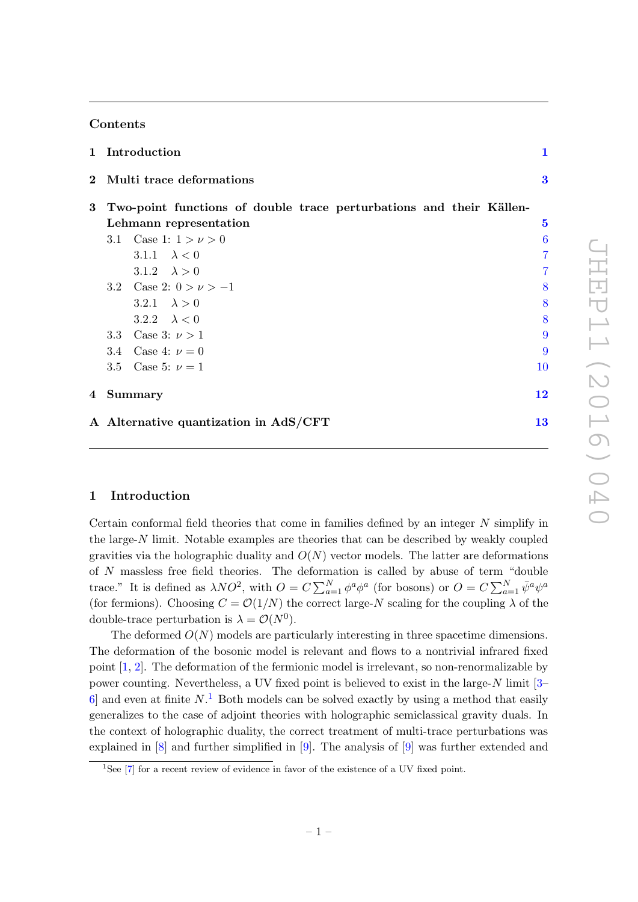## Contents

1 Introduction 1

2 Multi trace deformations 3

3 Two-point functions of double trace perturbations and their Källen-Lehmann representation 5
- 3.1 Case 1: $1 > \nu > 0$ 6
  - 3.1.1 $\lambda < 0$ 7
  - 3.1.2 $\lambda > 0$ 7
- 3.2 Case 2: $0 > \nu > -1$ 8
  - 3.2.1 $\lambda > 0$ 8
  - 3.2.2 $\lambda < 0$ 8
- 3.3 Case 3: $\nu > 1$ 9
- 3.4 Case 4: $\nu = 0$ 9
- 3.5 Case 5: $\nu = 1$ 10

4 Summary 12

A Alternative quantization in AdS/CFT 13

# 1 Introduction

Certain conformal field theories that come in families defined by an integer $N$ simplify in the large-$N$ limit. Notable examples are theories that can be described by weakly coupled gravities via the holographic duality and $O(N)$ vector models. The latter are deformations of $N$ massless free field theories. The deformation is called by abuse of term "double trace." It is defined as $\lambda N O^2$, with $O = C\sum_{a=1}^{N} \phi^a\phi^a$ (for bosons) or $O = C\sum_{a=1}^{N} \bar{\psi}^a\psi^a$ (for fermions). Choosing $C = \mathcal{O}(1/N)$ the correct large-$N$ scaling for the coupling $\lambda$ of the double-trace perturbation is $\lambda = \mathcal{O}(N^0)$.

The deformed $O(N)$ models are particularly interesting in three spacetime dimensions. The deformation of the bosonic model is relevant and flows to a nontrivial infrared fixed point [1, 2]. The deformation of the fermionic model is irrelevant, so non-renormalizable by power counting. Nevertheless, a UV fixed point is believed to exist in the large-$N$ limit [3–6] and even at finite $N$.[1] Both models can be solved exactly by using a method that easily generalizes to the case of adjoint theories with holographic semiclassical gravity duals. In the context of holographic duality, the correct treatment of multi-trace perturbations was explained in [8] and further simplified in [9]. The analysis of [9] was further extended and

[1]See [7] for a recent review of evidence in favor of the existence of a UV fixed point.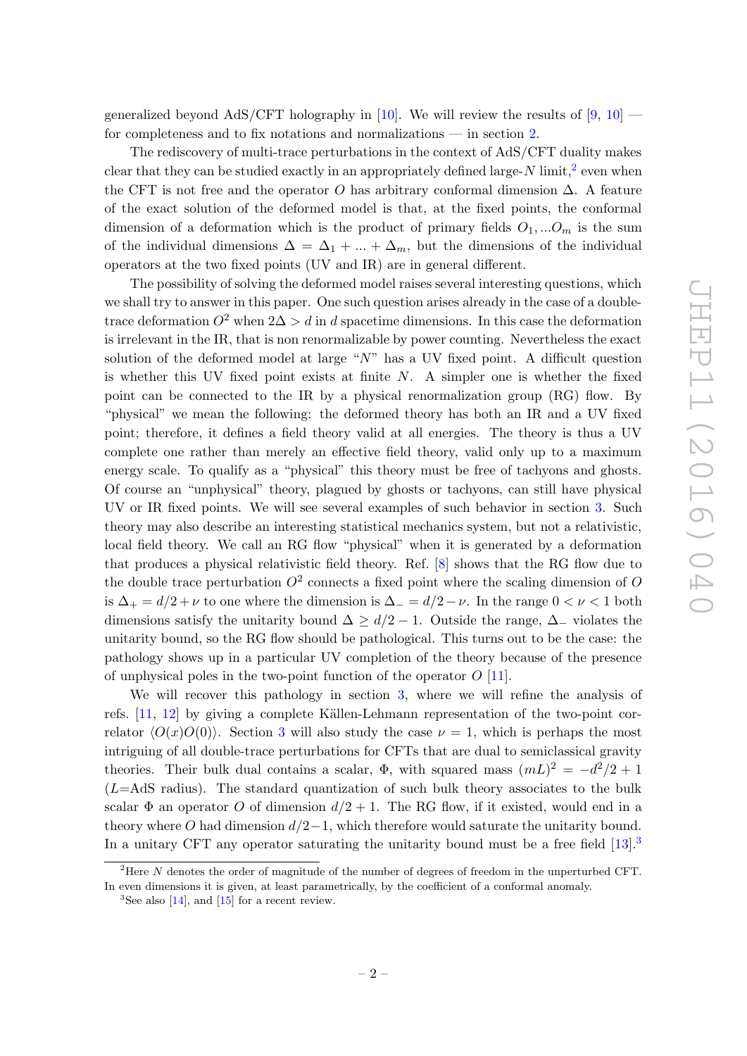generalized beyond AdS/CFT holography in [10]. We will review the results of [9, 10] — for completeness and to fix notations and normalizations — in section 2.

The rediscovery of multi-trace perturbations in the context of AdS/CFT duality makes clear that they can be studied exactly in an appropriately defined large-$N$ limit,[2] even when the CFT is not free and the operator $O$ has arbitrary conformal dimension $\Delta$. A feature of the exact solution of the deformed model is that, at the fixed points, the conformal dimension of a deformation which is the product of primary fields $O_1, ...O_m$ is the sum of the individual dimensions $\Delta = \Delta_1 + ... + \Delta_m$, but the dimensions of the individual operators at the two fixed points (UV and IR) are in general different.

The possibility of solving the deformed model raises several interesting questions, which we shall try to answer in this paper. One such question arises already in the case of a double-trace deformation $O^2$ when $2\Delta > d$ in $d$ spacetime dimensions. In this case the deformation is irrelevant in the IR, that is non renormalizable by power counting. Nevertheless the exact solution of the deformed model at large "$N$" has a UV fixed point. A difficult question is whether this UV fixed point exists at finite $N$. A simpler one is whether the fixed point can be connected to the IR by a physical renormalization group (RG) flow. By "physical" we mean the following: the deformed theory has both an IR and a UV fixed point; therefore, it defines a field theory valid at all energies. The theory is thus a UV complete one rather than merely an effective field theory, valid only up to a maximum energy scale. To qualify as a "physical" this theory must be free of tachyons and ghosts. Of course an "unphysical" theory, plagued by ghosts or tachyons, can still have physical UV or IR fixed points. We will see several examples of such behavior in section 3. Such theory may also describe an interesting statistical mechanics system, but not a relativistic, local field theory. We call an RG flow "physical" when it is generated by a deformation that produces a physical relativistic field theory. Ref. [8] shows that the RG flow due to the double trace perturbation $O^2$ connects a fixed point where the scaling dimension of $O$ is $\Delta_+ = d/2 + \nu$ to one where the dimension is $\Delta_- = d/2 - \nu$. In the range $0 < \nu < 1$ both dimensions satisfy the unitarity bound $\Delta \geq d/2 - 1$. Outside the range, $\Delta_-$ violates the unitarity bound, so the RG flow should be pathological. This turns out to be the case: the pathology shows up in a particular UV completion of the theory because of the presence of unphysical poles in the two-point function of the operator $O$ [11].

We will recover this pathology in section 3, where we will refine the analysis of refs. [11, 12] by giving a complete Källen-Lehmann representation of the two-point correlator $\langle O(x)O(0)\rangle$. Section 3 will also study the case $\nu = 1$, which is perhaps the most intriguing of all double-trace perturbations for CFTs that are dual to semiclassical gravity theories. Their bulk dual contains a scalar, $\Phi$, with squared mass $(mL)^2 = -d^2/2 + 1$ ($L$=AdS radius). The standard quantization of such bulk theory associates to the bulk scalar $\Phi$ an operator $O$ of dimension $d/2 + 1$. The RG flow, if it existed, would end in a theory where $O$ had dimension $d/2 - 1$, which therefore would saturate the unitarity bound. In a unitary CFT any operator saturating the unitarity bound must be a free field [13].[3]

[2] Here $N$ denotes the order of magnitude of the number of degrees of freedom in the unperturbed CFT. In even dimensions it is given, at least parametrically, by the coefficient of a conformal anomaly.

[3] See also [14], and [15] for a recent review.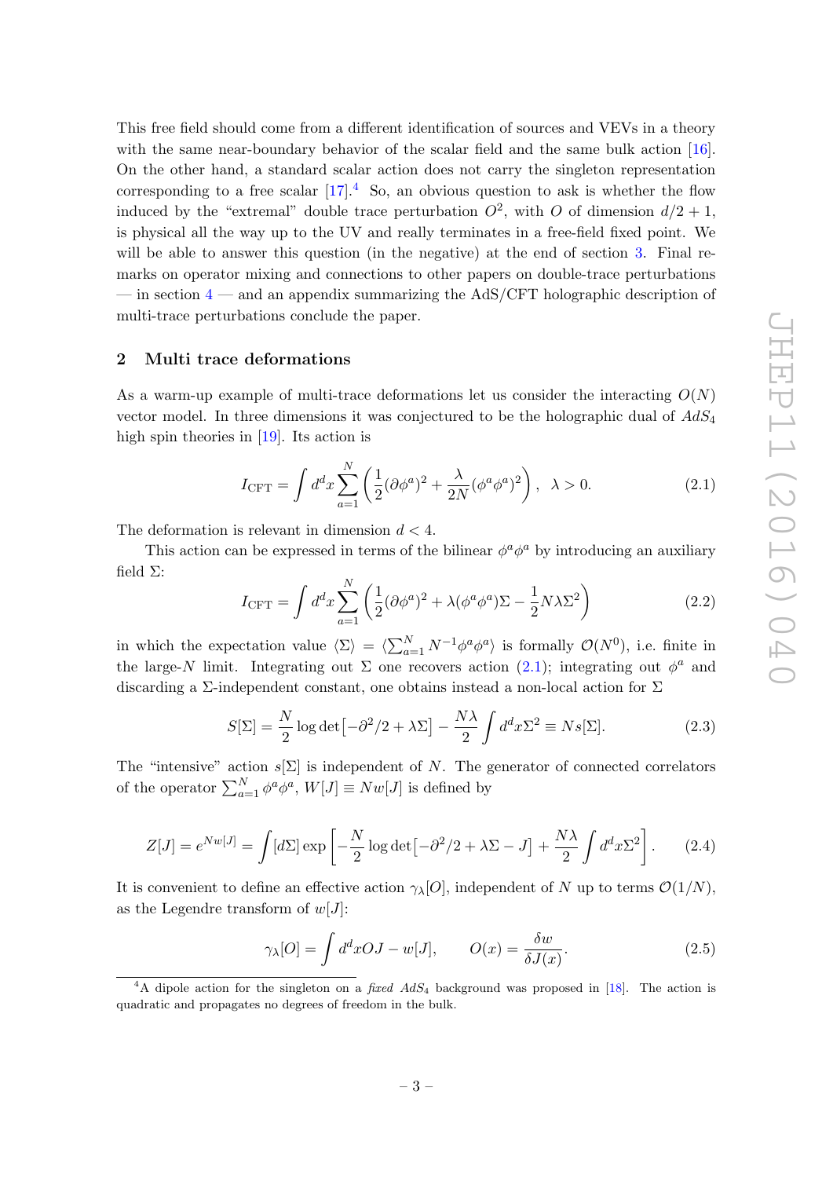This free field should come from a different identification of sources and VEVs in a theory with the same near-boundary behavior of the scalar field and the same bulk action [16]. On the other hand, a standard scalar action does not carry the singleton representation corresponding to a free scalar [17].[4] So, an obvious question to ask is whether the flow induced by the "extremal" double trace perturbation $O^2$, with $O$ of dimension $d/2+1$, is physical all the way up to the UV and really terminates in a free-field fixed point. We will be able to answer this question (in the negative) at the end of section 3. Final remarks on operator mixing and connections to other papers on double-trace perturbations — in section 4 — and an appendix summarizing the AdS/CFT holographic description of multi-trace perturbations conclude the paper.

## 2 Multi trace deformations

As a warm-up example of multi-trace deformations let us consider the interacting $O(N)$ vector model. In three dimensions it was conjectured to be the holographic dual of $AdS_4$ high spin theories in [19]. Its action is

$$I_{\rm CFT} = \int d^dx \sum_{a=1}^{N} \left( \frac{1}{2}(\partial\phi^a)^2 + \frac{\lambda}{2N}(\phi^a\phi^a)^2 \right), \quad \lambda > 0. \tag{2.1}$$

The deformation is relevant in dimension $d < 4$.

This action can be expressed in terms of the bilinear $\phi^a\phi^a$ by introducing an auxiliary field $\Sigma$:

$$I_{\rm CFT} = \int d^dx \sum_{a=1}^{N} \left( \frac{1}{2}(\partial\phi^a)^2 + \lambda(\phi^a\phi^a)\Sigma - \frac{1}{2}N\lambda\Sigma^2 \right) \tag{2.2}$$

in which the expectation value $\langle\Sigma\rangle = \langle\sum_{a=1}^N N^{-1}\phi^a\phi^a\rangle$ is formally $\mathcal{O}(N^0)$, i.e. finite in the large-$N$ limit. Integrating out $\Sigma$ one recovers action (2.1); integrating out $\phi^a$ and discarding a $\Sigma$-independent constant, one obtains instead a non-local action for $\Sigma$

$$S[\Sigma] = \frac{N}{2}\log\det\left[-\partial^2/2 + \lambda\Sigma\right] - \frac{N\lambda}{2}\int d^dx\Sigma^2 \equiv Ns[\Sigma]. \tag{2.3}$$

The "intensive" action $s[\Sigma]$ is independent of $N$. The generator of connected correlators of the operator $\sum_{a=1}^N \phi^a\phi^a$, $W[J] \equiv Nw[J]$ is defined by

$$Z[J] = e^{Nw[J]} = \int [d\Sigma] \exp\left[ -\frac{N}{2}\log\det\left[-\partial^2/2 + \lambda\Sigma - J\right] + \frac{N\lambda}{2}\int d^dx\Sigma^2 \right]. \tag{2.4}$$

It is convenient to define an effective action $\gamma_\lambda[O]$, independent of $N$ up to terms $\mathcal{O}(1/N)$, as the Legendre transform of $w[J]$:

$$\gamma_\lambda[O] = \int d^dx OJ - w[J], \qquad O(x) = \frac{\delta w}{\delta J(x)}. \tag{2.5}$$

[4] A dipole action for the singleton on a *fixed* $AdS_4$ background was proposed in [18]. The action is quadratic and propagates no degrees of freedom in the bulk.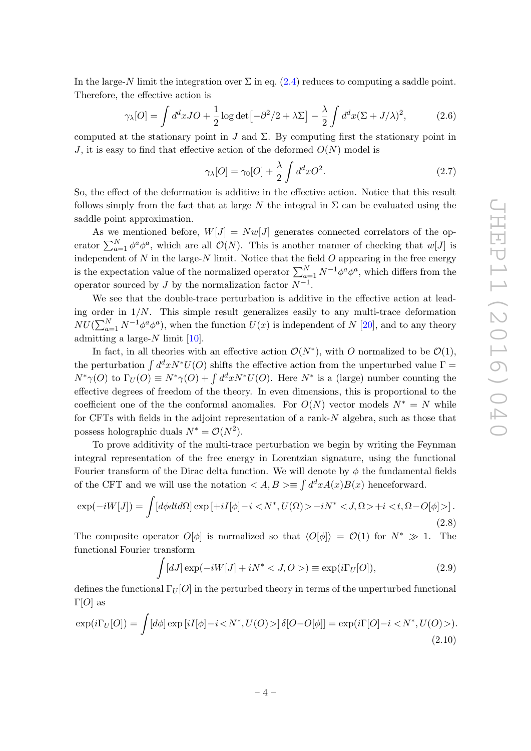In the large-$N$ limit the integration over $\Sigma$ in eq. (2.4) reduces to computing a saddle point. Therefore, the effective action is

$$\gamma_\lambda[O] = \int d^dx JO + \frac{1}{2}\log\det\left[-\partial^2/2 + \lambda\Sigma\right] - \frac{\lambda}{2}\int d^dx(\Sigma + J/\lambda)^2, \tag{2.6}$$

computed at the stationary point in $J$ and $\Sigma$. By computing first the stationary point in $J$, it is easy to find that effective action of the deformed $O(N)$ model is

$$\gamma_\lambda[O] = \gamma_0[O] + \frac{\lambda}{2}\int d^dx O^2. \tag{2.7}$$

So, the effect of the deformation is additive in the effective action. Notice that this result follows simply from the fact that at large $N$ the integral in $\Sigma$ can be evaluated using the saddle point approximation.

As we mentioned before, $W[J] = Nw[J]$ generates connected correlators of the operator $\sum_{a=1}^N \phi^a\phi^a$, which are all $\mathcal{O}(N)$. This is another manner of checking that $w[J]$ is independent of $N$ in the large-$N$ limit. Notice that the field $O$ appearing in the free energy is the expectation value of the normalized operator $\sum_{a=1}^N N^{-1}\phi^a\phi^a$, which differs from the operator sourced by $J$ by the normalization factor $N^{-1}$.

We see that the double-trace perturbation is additive in the effective action at leading order in $1/N$. This simple result generalizes easily to any multi-trace deformation $NU(\sum_{a=1}^N N^{-1}\phi^a\phi^a)$, when the function $U(x)$ is independent of $N$ [20], and to any theory admitting a large-$N$ limit [10].

In fact, in all theories with an effective action $\mathcal{O}(N^*)$, with $O$ normalized to be $\mathcal{O}(1)$, the perturbation $\int d^dx N^* U(O)$ shifts the effective action from the unperturbed value $\Gamma = N^*\gamma(O)$ to $\Gamma_U(O) \equiv N^*\gamma(O) + \int d^dx N^* U(O)$. Here $N^*$ is a (large) number counting the effective degrees of freedom of the theory. In even dimensions, this is proportional to the coefficient one of the the conformal anomalies. For $O(N)$ vector models $N^* = N$ while for CFTs with fields in the adjoint representation of a rank-$N$ algebra, such as those that possess holographic duals $N^* = \mathcal{O}(N^2)$.

To prove additivity of the multi-trace perturbation we begin by writing the Feynman integral representation of the free energy in Lorentzian signature, using the functional Fourier transform of the Dirac delta function. We will denote by $\phi$ the fundamental fields of the CFT and we will use the notation $< A, B > \equiv \int d^dx A(x)B(x)$ henceforward.

$$\exp(-iW[J]) = \int [d\phi dt d\Omega] \exp\left[+iI[\phi] - i < N^*, U(\Omega) > - iN^* < J, \Omega > + i < t, \Omega - O[\phi] >\right]. \tag{2.8}$$

The composite operator $O[\phi]$ is normalized so that $\langle O[\phi]\rangle = \mathcal{O}(1)$ for $N^* \gg 1$. The functional Fourier transform

$$\int [dJ] \exp(-iW[J] + iN^* < J, O >) \equiv \exp(i\Gamma_U[O]), \tag{2.9}$$

defines the functional $\Gamma_U[O]$ in the perturbed theory in terms of the unperturbed functional $\Gamma[O]$ as

$$\exp(i\Gamma_U[O]) = \int [d\phi] \exp\left[iI[\phi] - i < N^*, U(O) >\right] \delta[O - O[\phi]] = \exp(i\Gamma[O] - i < N^*, U(O) >). \tag{2.10}$$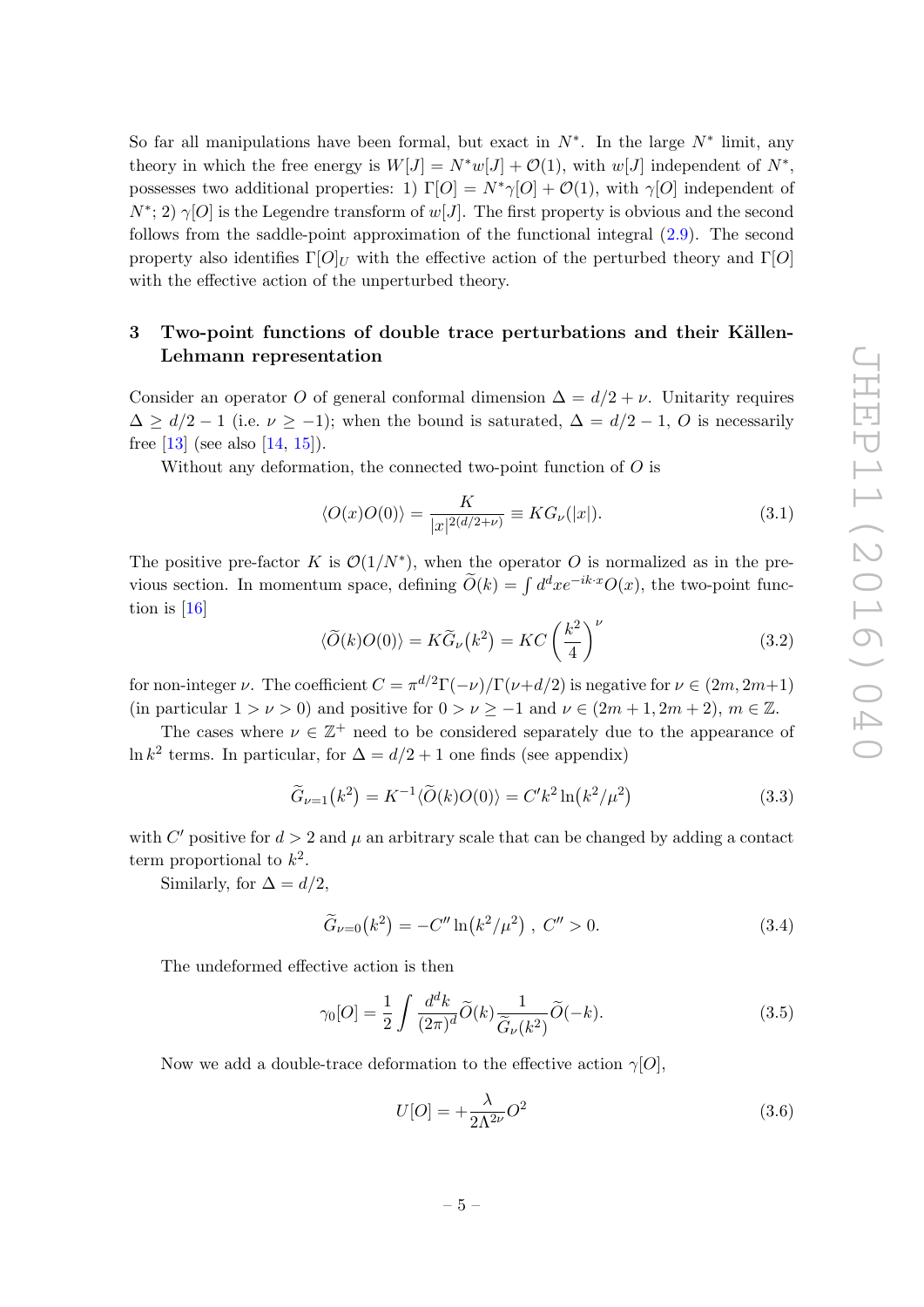So far all manipulations have been formal, but exact in $N^*$. In the large $N^*$ limit, any theory in which the free energy is $W[J] = N^* w[J] + \mathcal{O}(1)$, with $w[J]$ independent of $N^*$, possesses two additional properties: 1) $\Gamma[O] = N^* \gamma[O] + \mathcal{O}(1)$, with $\gamma[O]$ independent of $N^*$; 2) $\gamma[O]$ is the Legendre transform of $w[J]$. The first property is obvious and the second follows from the saddle-point approximation of the functional integral (2.9). The second property also identifies $\Gamma[O]_U$ with the effective action of the perturbed theory and $\Gamma[O]$ with the effective action of the unperturbed theory.

## 3 Two-point functions of double trace perturbations and their Källen-Lehmann representation

Consider an operator $O$ of general conformal dimension $\Delta = d/2 + \nu$. Unitarity requires $\Delta \geq d/2 - 1$ (i.e. $\nu \geq -1$); when the bound is saturated, $\Delta = d/2 - 1$, $O$ is necessarily free [13] (see also [14, 15]).

Without any deformation, the connected two-point function of $O$ is

$$\langle O(x)O(0)\rangle = \frac{K}{|x|^{2(d/2+\nu)}} \equiv K G_\nu(|x|). \tag{3.1}$$

The positive pre-factor $K$ is $\mathcal{O}(1/N^*)$, when the operator $O$ is normalized as in the previous section. In momentum space, defining $\widetilde{O}(k) = \int d^d x e^{-ik\cdot x} O(x)$, the two-point function is [16]

$$\langle \widetilde{O}(k)O(0)\rangle = K\widetilde{G}_\nu(k^2) = KC\left(\frac{k^2}{4}\right)^\nu \tag{3.2}$$

for non-integer $\nu$. The coefficient $C = \pi^{d/2}\Gamma(-\nu)/\Gamma(\nu+d/2)$ is negative for $\nu \in (2m, 2m+1)$ (in particular $1 > \nu > 0$) and positive for $0 > \nu \geq -1$ and $\nu \in (2m+1, 2m+2)$, $m \in \mathbb{Z}$.

The cases where $\nu \in \mathbb{Z}^+$ need to be considered separately due to the appearance of $\ln k^2$ terms. In particular, for $\Delta = d/2 + 1$ one finds (see appendix)

$$\widetilde{G}_{\nu=1}(k^2) = K^{-1}\langle \widetilde{O}(k)O(0)\rangle = C' k^2 \ln(k^2/\mu^2) \tag{3.3}$$

with $C'$ positive for $d > 2$ and $\mu$ an arbitrary scale that can be changed by adding a contact term proportional to $k^2$.

Similarly, for $\Delta = d/2$,

$$\widetilde{G}_{\nu=0}(k^2) = -C'' \ln(k^2/\mu^2)\ ,\ C'' > 0. \tag{3.4}$$

The undeformed effective action is then

$$\gamma_0[O] = \frac{1}{2}\int \frac{d^d k}{(2\pi)^d}\widetilde{O}(k)\frac{1}{\widetilde{G}_\nu(k^2)}\widetilde{O}(-k). \tag{3.5}$$

Now we add a double-trace deformation to the effective action $\gamma[O]$,

$$U[O] = +\frac{\lambda}{2\Lambda^{2\nu}}O^2 \tag{3.6}$$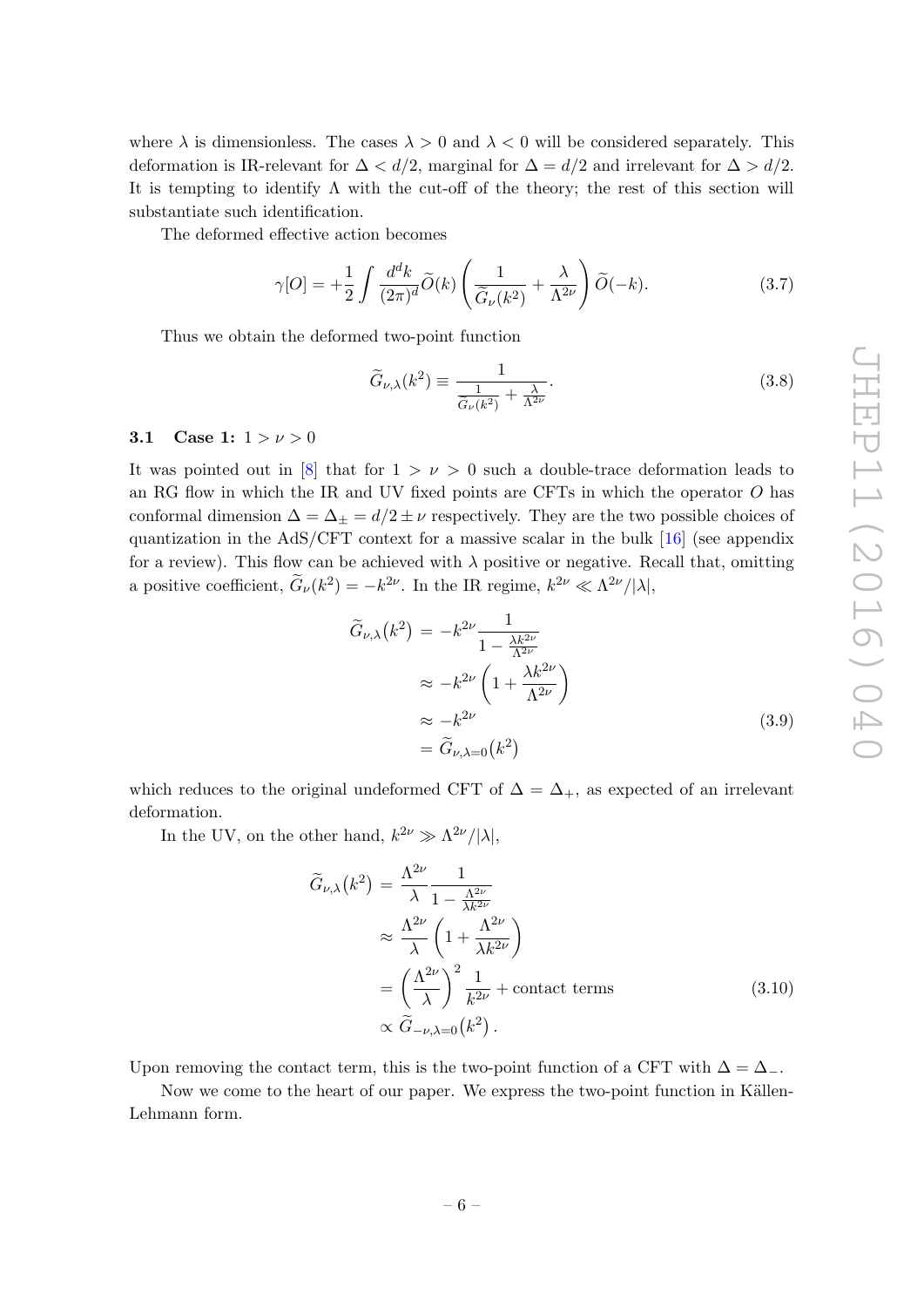where $\lambda$ is dimensionless. The cases $\lambda > 0$ and $\lambda < 0$ will be considered separately. This deformation is IR-relevant for $\Delta < d/2$, marginal for $\Delta = d/2$ and irrelevant for $\Delta > d/2$. It is tempting to identify $\Lambda$ with the cut-off of the theory; the rest of this section will substantiate such identification.

The deformed effective action becomes

$$\gamma[O] = +\frac{1}{2}\int \frac{d^dk}{(2\pi)^d}\widetilde{O}(k)\left(\frac{1}{\widetilde{G}_\nu(k^2)} + \frac{\lambda}{\Lambda^{2\nu}}\right)\widetilde{O}(-k). \tag{3.7}$$

Thus we obtain the deformed two-point function

$$\widetilde{G}_{\nu,\lambda}(k^2) \equiv \frac{1}{\frac{1}{\widetilde{G}_\nu(k^2)} + \frac{\lambda}{\Lambda^{2\nu}}}. \tag{3.8}$$

### 3.1 Case 1: $1 > \nu > 0$

It was pointed out in [8] that for $1 > \nu > 0$ such a double-trace deformation leads to an RG flow in which the IR and UV fixed points are CFTs in which the operator $O$ has conformal dimension $\Delta = \Delta_\pm = d/2 \pm \nu$ respectively. They are the two possible choices of quantization in the AdS/CFT context for a massive scalar in the bulk [16] (see appendix for a review). This flow can be achieved with $\lambda$ positive or negative. Recall that, omitting a positive coefficient, $\widetilde{G}_\nu(k^2) = -k^{2\nu}$. In the IR regime, $k^{2\nu} \ll \Lambda^{2\nu}/|\lambda|$,

$$\begin{aligned}
\widetilde{G}_{\nu,\lambda}(k^2) &= -k^{2\nu}\frac{1}{1-\frac{\lambda k^{2\nu}}{\Lambda^{2\nu}}} \\
&\approx -k^{2\nu}\left(1 + \frac{\lambda k^{2\nu}}{\Lambda^{2\nu}}\right) \\
&\approx -k^{2\nu} \\
&= \widetilde{G}_{\nu,\lambda=0}(k^2)
\end{aligned} \tag{3.9}$$

which reduces to the original undeformed CFT of $\Delta = \Delta_+$, as expected of an irrelevant deformation.

In the UV, on the other hand, $k^{2\nu} \gg \Lambda^{2\nu}/|\lambda|$,

$$\begin{aligned}
\widetilde{G}_{\nu,\lambda}(k^2) &= \frac{\Lambda^{2\nu}}{\lambda}\frac{1}{1-\frac{\Lambda^{2\nu}}{\lambda k^{2\nu}}} \\
&\approx \frac{\Lambda^{2\nu}}{\lambda}\left(1 + \frac{\Lambda^{2\nu}}{\lambda k^{2\nu}}\right) \\
&= \left(\frac{\Lambda^{2\nu}}{\lambda}\right)^2\frac{1}{k^{2\nu}} + \text{contact terms} \\
&\propto \widetilde{G}_{-\nu,\lambda=0}(k^2)\,.
\end{aligned} \tag{3.10}$$

Upon removing the contact term, this is the two-point function of a CFT with $\Delta = \Delta_-$.

Now we come to the heart of our paper. We express the two-point function in Källen-Lehmann form.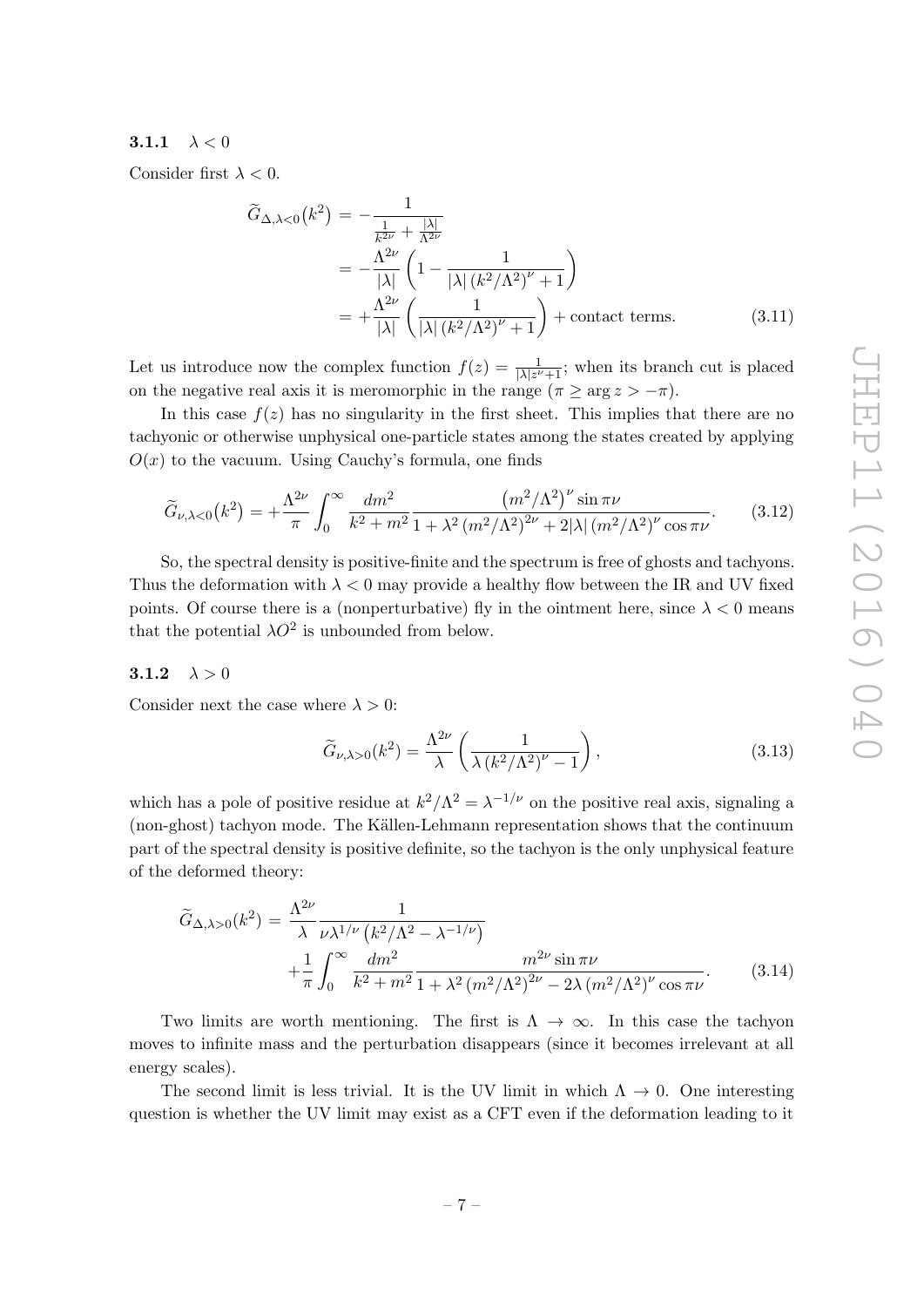### 3.1.1 $\lambda < 0$

Consider first $\lambda < 0$.

$$\begin{aligned}
\widetilde{G}_{\Delta,\lambda<0}(k^2) &= -\frac{1}{\frac{1}{k^{2\nu}} + \frac{|\lambda|}{\Lambda^{2\nu}}} \\
&= -\frac{\Lambda^{2\nu}}{|\lambda|}\left(1 - \frac{1}{|\lambda|\left(k^2/\Lambda^2\right)^{\nu} + 1}\right) \\
&= +\frac{\Lambda^{2\nu}}{|\lambda|}\left(\frac{1}{|\lambda|\left(k^2/\Lambda^2\right)^{\nu} + 1}\right) + \text{contact terms.}
\end{aligned} \tag{3.11}$$

Let us introduce now the complex function $f(z) = \frac{1}{|\lambda| z^{\nu} + 1}$; when its branch cut is placed on the negative real axis it is meromorphic in the range ($\pi \geq \arg z > -\pi$).

In this case $f(z)$ has no singularity in the first sheet. This implies that there are no tachyonic or otherwise unphysical one-particle states among the states created by applying $O(x)$ to the vacuum. Using Cauchy's formula, one finds

$$\widetilde{G}_{\nu,\lambda<0}(k^2) = +\frac{\Lambda^{2\nu}}{\pi}\int_0^{\infty} \frac{dm^2}{k^2 + m^2} \frac{\left(m^2/\Lambda^2\right)^{\nu} \sin \pi\nu}{1 + \lambda^2 \left(m^2/\Lambda^2\right)^{2\nu} + 2|\lambda| \left(m^2/\Lambda^2\right)^{\nu} \cos \pi\nu}. \tag{3.12}$$

So, the spectral density is positive-finite and the spectrum is free of ghosts and tachyons. Thus the deformation with $\lambda < 0$ may provide a healthy flow between the IR and UV fixed points. Of course there is a (nonperturbative) fly in the ointment here, since $\lambda < 0$ means that the potential $\lambda O^2$ is unbounded from below.

### 3.1.2 $\lambda > 0$

Consider next the case where $\lambda > 0$:

$$\widetilde{G}_{\nu,\lambda>0}(k^2) = \frac{\Lambda^{2\nu}}{\lambda}\left(\frac{1}{\lambda\left(k^2/\Lambda^2\right)^{\nu} - 1}\right), \tag{3.13}$$

which has a pole of positive residue at $k^2/\Lambda^2 = \lambda^{-1/\nu}$ on the positive real axis, signaling a (non-ghost) tachyon mode. The Källen-Lehmann representation shows that the continuum part of the spectral density is positive definite, so the tachyon is the only unphysical feature of the deformed theory:

$$\begin{aligned}
\widetilde{G}_{\Delta,\lambda>0}(k^2) = &\frac{\Lambda^{2\nu}}{\lambda} \frac{1}{\nu \lambda^{1/\nu}\left(k^2/\Lambda^2 - \lambda^{-1/\nu}\right)} \\
&+ \frac{1}{\pi}\int_0^{\infty} \frac{dm^2}{k^2 + m^2} \frac{m^{2\nu} \sin \pi\nu}{1 + \lambda^2 \left(m^2/\Lambda^2\right)^{2\nu} - 2\lambda \left(m^2/\Lambda^2\right)^{\nu} \cos \pi\nu}.
\end{aligned} \tag{3.14}$$

Two limits are worth mentioning. The first is $\Lambda \to \infty$. In this case the tachyon moves to infinite mass and the perturbation disappears (since it becomes irrelevant at all energy scales).

The second limit is less trivial. It is the UV limit in which $\Lambda \to 0$. One interesting question is whether the UV limit may exist as a CFT even if the deformation leading to it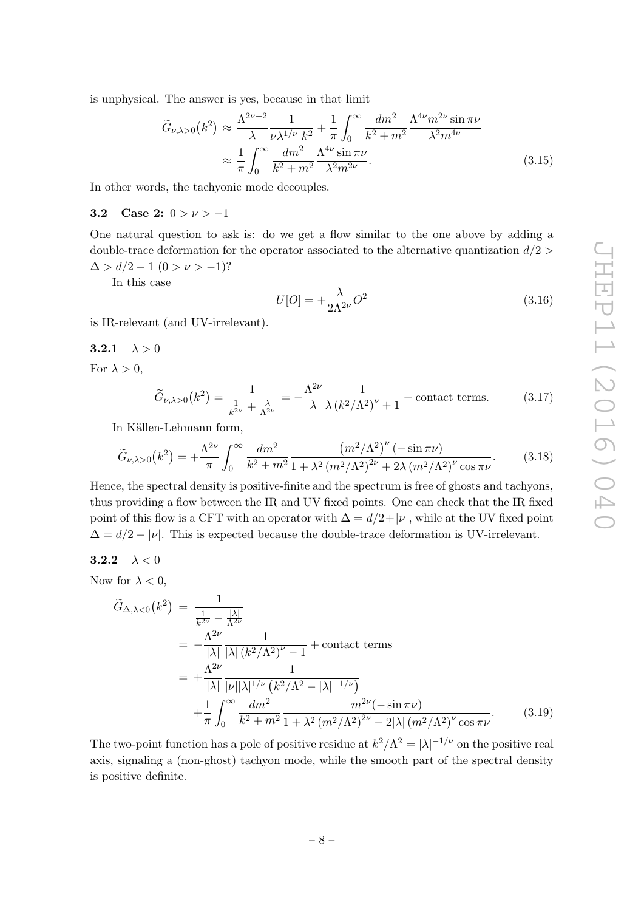is unphysical. The answer is yes, because in that limit

$$
\begin{aligned}
\widetilde{G}_{\nu,\lambda>0}(k^2) &\approx \frac{\Lambda^{2\nu+2}}{\lambda}\frac{1}{\nu\lambda^{1/\nu}\,k^2} + \frac{1}{\pi}\int_0^\infty \frac{dm^2}{k^2+m^2}\frac{\Lambda^{4\nu}m^{2\nu}\sin\pi\nu}{\lambda^2 m^{4\nu}} \\
&\approx \frac{1}{\pi}\int_0^\infty \frac{dm^2}{k^2+m^2}\frac{\Lambda^{4\nu}\sin\pi\nu}{\lambda^2 m^{2\nu}}.
\end{aligned}
\tag{3.15}
$$

In other words, the tachyonic mode decouples.

### 3.2 Case 2: $0 > \nu > -1$

One natural question to ask is: do we get a flow similar to the one above by adding a double-trace deformation for the operator associated to the alternative quantization $d/2 > \Delta > d/2 - 1$ $(0 > \nu > -1)$?

In this case

$$
U[O] = +\frac{\lambda}{2\Lambda^{2\nu}}O^2 \tag{3.16}
$$

is IR-relevant (and UV-irrelevant).

#### 3.2.1 $\lambda > 0$

For $\lambda > 0$,

$$
\widetilde{G}_{\nu,\lambda>0}(k^2) = \frac{1}{\frac{1}{k^{2\nu}}+\frac{\lambda}{\Lambda^{2\nu}}} = -\frac{\Lambda^{2\nu}}{\lambda}\frac{1}{\lambda\,(k^2/\Lambda^2)^{\nu}+1} + \text{contact terms.} \tag{3.17}
$$

In Källen-Lehmann form,

$$
\widetilde{G}_{\nu,\lambda>0}(k^2) = +\frac{\Lambda^{2\nu}}{\pi}\int_0^\infty \frac{dm^2}{k^2+m^2}\frac{\left(m^2/\Lambda^2\right)^{\nu}(-\sin\pi\nu)}{1+\lambda^2\left(m^2/\Lambda^2\right)^{2\nu}+2\lambda\left(m^2/\Lambda^2\right)^{\nu}\cos\pi\nu}. \tag{3.18}
$$

Hence, the spectral density is positive-finite and the spectrum is free of ghosts and tachyons, thus providing a flow between the IR and UV fixed points. One can check that the IR fixed point of this flow is a CFT with an operator with $\Delta = d/2+|\nu|$, while at the UV fixed point $\Delta = d/2 - |\nu|$. This is expected because the double-trace deformation is UV-irrelevant.

#### 3.2.2 $\lambda < 0$

Now for $\lambda < 0$,

$$
\begin{aligned}
\widetilde{G}_{\Delta,\lambda<0}(k^2) &= \frac{1}{\frac{1}{k^{2\nu}}-\frac{|\lambda|}{\Lambda^{2\nu}}} \\
&= -\frac{\Lambda^{2\nu}}{|\lambda|}\frac{1}{|\lambda|\,(k^2/\Lambda^2)^{\nu}-1} + \text{contact terms} \\
&= +\frac{\Lambda^{2\nu}}{|\lambda|}\frac{1}{|\nu||\lambda|^{1/\nu}\left(k^2/\Lambda^2-|\lambda|^{-1/\nu}\right)} \\
&\quad +\frac{1}{\pi}\int_0^\infty \frac{dm^2}{k^2+m^2}\frac{m^{2\nu}(-\sin\pi\nu)}{1+\lambda^2\left(m^2/\Lambda^2\right)^{2\nu}-2|\lambda|\left(m^2/\Lambda^2\right)^{\nu}\cos\pi\nu}.
\end{aligned}
\tag{3.19}
$$

The two-point function has a pole of positive residue at $k^2/\Lambda^2 = |\lambda|^{-1/\nu}$ on the positive real axis, signaling a (non-ghost) tachyon mode, while the smooth part of the spectral density is positive definite.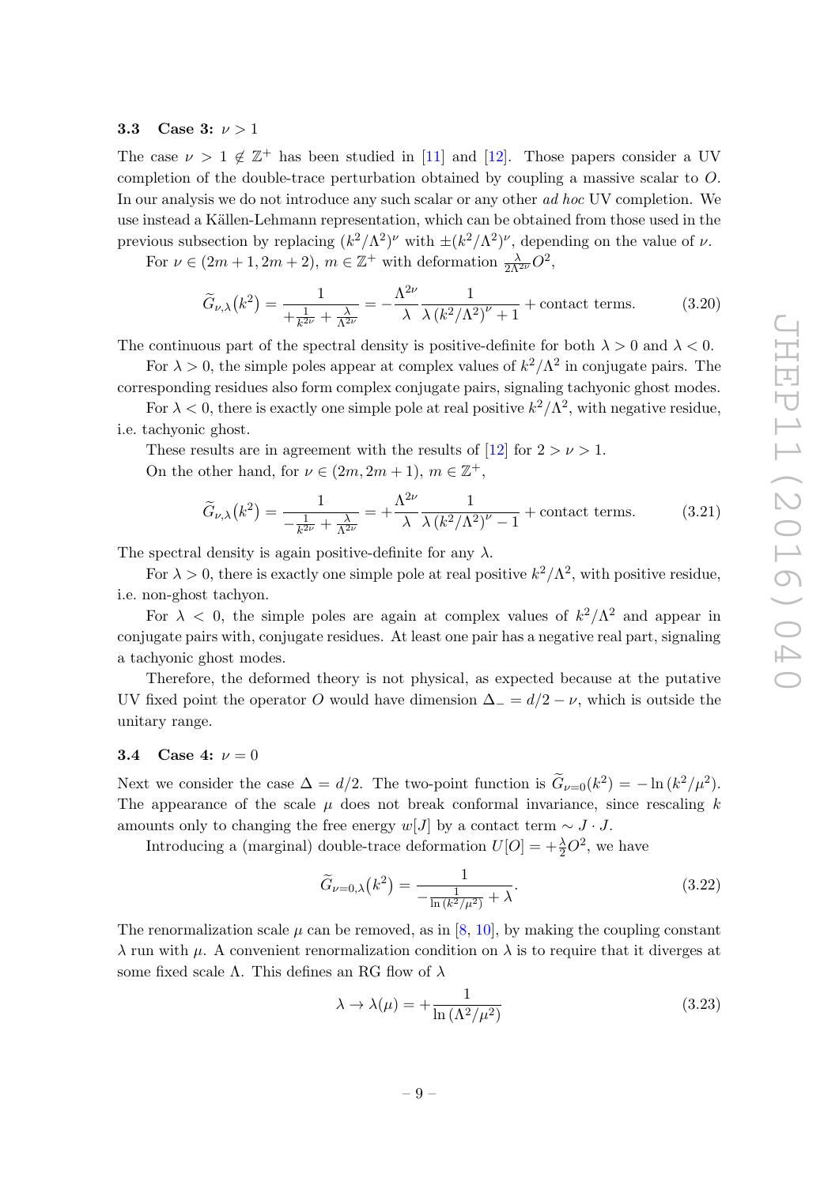### 3.3 Case 3: $\nu > 1$

The case $\nu > 1 \notin \mathbb{Z}^+$ has been studied in [11] and [12]. Those papers consider a UV completion of the double-trace perturbation obtained by coupling a massive scalar to $O$. In our analysis we do not introduce any such scalar or any other *ad hoc* UV completion. We use instead a Källen-Lehmann representation, which can be obtained from those used in the previous subsection by replacing $(k^2/\Lambda^2)^\nu$ with $\pm(k^2/\Lambda^2)^\nu$, depending on the value of $\nu$.

For $\nu \in (2m+1, 2m+2)$, $m \in \mathbb{Z}^+$ with deformation $\frac{\lambda}{2\Lambda^{2\nu}}O^2$,

$$\widetilde{G}_{\nu,\lambda}(k^2) = \frac{1}{+\frac{1}{k^{2\nu}} + \frac{\lambda}{\Lambda^{2\nu}}} = -\frac{\Lambda^{2\nu}}{\lambda}\frac{1}{\lambda\,(k^2/\Lambda^2)^\nu + 1} + \text{contact terms.} \tag{3.20}$$

The continuous part of the spectral density is positive-definite for both $\lambda > 0$ and $\lambda < 0$.

For $\lambda > 0$, the simple poles appear at complex values of $k^2/\Lambda^2$ in conjugate pairs. The corresponding residues also form complex conjugate pairs, signaling tachyonic ghost modes.

For $\lambda < 0$, there is exactly one simple pole at real positive $k^2/\Lambda^2$, with negative residue, i.e. tachyonic ghost.

These results are in agreement with the results of [12] for $2 > \nu > 1$.

On the other hand, for $\nu \in (2m, 2m+1)$, $m \in \mathbb{Z}^+$,

$$\widetilde{G}_{\nu,\lambda}(k^2) = \frac{1}{-\frac{1}{k^{2\nu}} + \frac{\lambda}{\Lambda^{2\nu}}} = +\frac{\Lambda^{2\nu}}{\lambda}\frac{1}{\lambda\,(k^2/\Lambda^2)^\nu - 1} + \text{contact terms.} \tag{3.21}$$

The spectral density is again positive-definite for any $\lambda$.

For $\lambda > 0$, there is exactly one simple pole at real positive $k^2/\Lambda^2$, with positive residue, i.e. non-ghost tachyon.

For $\lambda < 0$, the simple poles are again at complex values of $k^2/\Lambda^2$ and appear in conjugate pairs with, conjugate residues. At least one pair has a negative real part, signaling a tachyonic ghost modes.

Therefore, the deformed theory is not physical, as expected because at the putative UV fixed point the operator $O$ would have dimension $\Delta_- = d/2 - \nu$, which is outside the unitary range.

### 3.4 Case 4: $\nu = 0$

Next we consider the case $\Delta = d/2$. The two-point function is $\widetilde{G}_{\nu=0}(k^2) = -\ln(k^2/\mu^2)$. The appearance of the scale $\mu$ does not break conformal invariance, since rescaling $k$ amounts only to changing the free energy $w[J]$ by a contact term $\sim J \cdot J$.

Introducing a (marginal) double-trace deformation $U[O] = +\frac{\lambda}{2}O^2$, we have

$$\widetilde{G}_{\nu=0,\lambda}(k^2) = \frac{1}{-\frac{1}{\ln(k^2/\mu^2)} + \lambda}. \tag{3.22}$$

The renormalization scale $\mu$ can be removed, as in [8, 10], by making the coupling constant $\lambda$ run with $\mu$. A convenient renormalization condition on $\lambda$ is to require that it diverges at some fixed scale $\Lambda$. This defines an RG flow of $\lambda$

$$\lambda \to \lambda(\mu) = +\frac{1}{\ln(\Lambda^2/\mu^2)} \tag{3.23}$$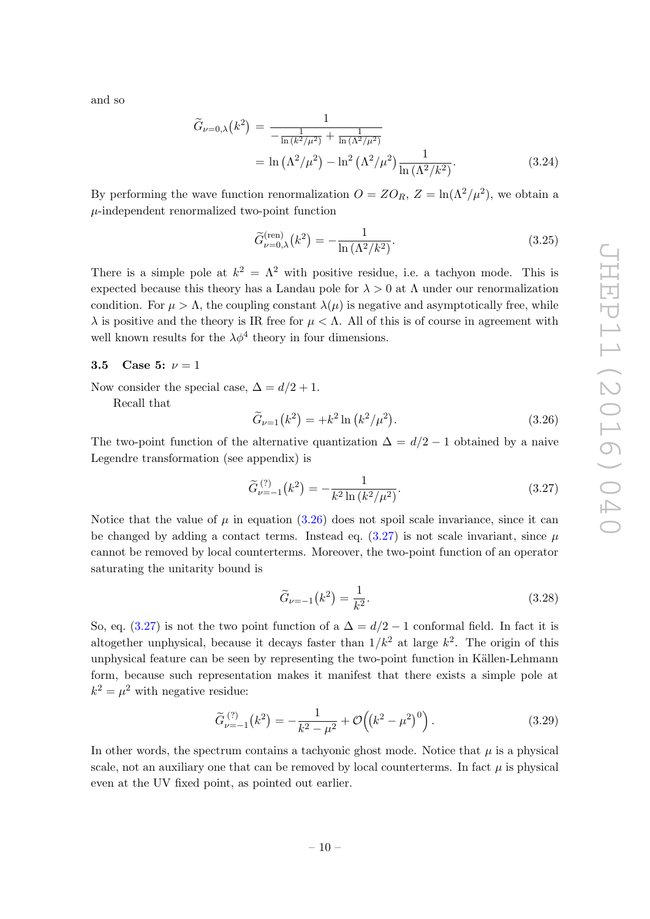and so

$$
\begin{aligned}
\widetilde{G}_{\nu=0,\lambda}(k^2) &= \frac{1}{-\frac{1}{\ln(k^2/\mu^2)} + \frac{1}{\ln(\Lambda^2/\mu^2)}} \\
&= \ln\left(\Lambda^2/\mu^2\right) - \ln^2\left(\Lambda^2/\mu^2\right)\frac{1}{\ln(\Lambda^2/k^2)}.
\end{aligned} \tag{3.24}
$$

By performing the wave function renormalization $O = ZO_R$, $Z = \ln(\Lambda^2/\mu^2)$, we obtain a $\mu$-independent renormalized two-point function

$$
\widetilde{G}^{(\mathrm{ren})}_{\nu=0,\lambda}(k^2) = -\frac{1}{\ln(\Lambda^2/k^2)}. \tag{3.25}
$$

There is a simple pole at $k^2 = \Lambda^2$ with positive residue, i.e. a tachyon mode. This is expected because this theory has a Landau pole for $\lambda > 0$ at $\Lambda$ under our renormalization condition. For $\mu > \Lambda$, the coupling constant $\lambda(\mu)$ is negative and asymptotically free, while $\lambda$ is positive and the theory is IR free for $\mu < \Lambda$. All of this is of course in agreement with well known results for the $\lambda\phi^4$ theory in four dimensions.

### 3.5 Case 5: $\nu = 1$

Now consider the special case, $\Delta = d/2 + 1$.

Recall that

$$
\widetilde{G}_{\nu=1}(k^2) = +k^2 \ln\left(k^2/\mu^2\right). \tag{3.26}
$$

The two-point function of the alternative quantization $\Delta = d/2 - 1$ obtained by a naive Legendre transformation (see appendix) is

$$
\widetilde{G}^{(?)}_{\nu=-1}(k^2) = -\frac{1}{k^2 \ln(k^2/\mu^2)}. \tag{3.27}
$$

Notice that the value of $\mu$ in equation (3.26) does not spoil scale invariance, since it can be changed by adding a contact terms. Instead eq. (3.27) is not scale invariant, since $\mu$ cannot be removed by local counterterms. Moreover, the two-point function of an operator saturating the unitarity bound is

$$
\widetilde{G}_{\nu=-1}(k^2) = \frac{1}{k^2}. \tag{3.28}
$$

So, eq. (3.27) is not the two point function of a $\Delta = d/2 - 1$ conformal field. In fact it is altogether unphysical, because it decays faster than $1/k^2$ at large $k^2$. The origin of this unphysical feature can be seen by representing the two-point function in Källen-Lehmann form, because such representation makes it manifest that there exists a simple pole at $k^2 = \mu^2$ with negative residue:

$$
\widetilde{G}^{(?)}_{\nu=-1}(k^2) = -\frac{1}{k^2 - \mu^2} + \mathcal{O}\Big(\left(k^2 - \mu^2\right)^0\Big). \tag{3.29}
$$

In other words, the spectrum contains a tachyonic ghost mode. Notice that $\mu$ is a physical scale, not an auxiliary one that can be removed by local counterterms. In fact $\mu$ is physical even at the UV fixed point, as pointed out earlier.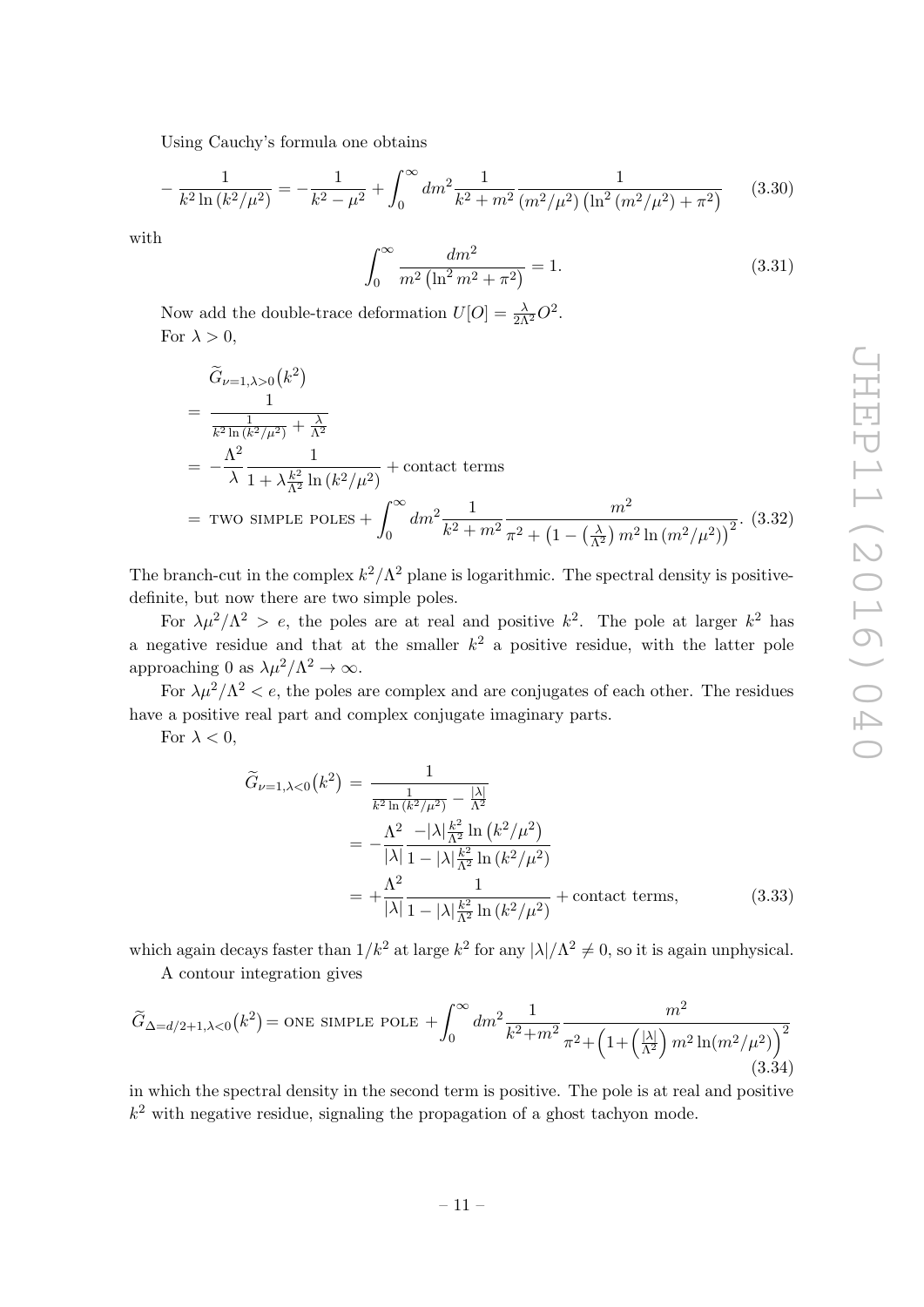Using Cauchy's formula one obtains

$$
-\frac{1}{k^2 \ln\left(k^2/\mu^2\right)} = -\frac{1}{k^2-\mu^2} + \int_0^\infty dm^2 \frac{1}{k^2+m^2} \frac{1}{\left(m^2/\mu^2\right)\left(\ln^2\left(m^2/\mu^2\right)+\pi^2\right)} \tag{3.30}
$$

with

$$
\int_0^\infty \frac{dm^2}{m^2\left(\ln^2 m^2+\pi^2\right)} = 1. \tag{3.31}
$$

Now add the double-trace deformation $U[O] = \frac{\lambda}{2\Lambda^2} O^2$.

For $\lambda > 0$,

$$
\begin{aligned}
&\widetilde{G}_{\nu=1,\lambda>0}\left(k^2\right) \\
&= \frac{1}{\frac{1}{k^2 \ln\left(k^2/\mu^2\right)} + \frac{\lambda}{\Lambda^2}} \\
&= -\frac{\Lambda^2}{\lambda} \frac{1}{1+\lambda \frac{k^2}{\Lambda^2} \ln\left(k^2/\mu^2\right)} + \text{contact terms} \\
&= \text{TWO SIMPLE POLES} + \int_0^\infty dm^2 \frac{1}{k^2+m^2} \frac{m^2}{\pi^2+\left(1-\left(\frac{\lambda}{\Lambda^2}\right) m^2 \ln\left(m^2/\mu^2\right)\right)^2}.
\end{aligned} \tag{3.32}
$$

The branch-cut in the complex $k^2/\Lambda^2$ plane is logarithmic. The spectral density is positive-definite, but now there are two simple poles.

For $\lambda\mu^2/\Lambda^2 > e$, the poles are at real and positive $k^2$. The pole at larger $k^2$ has a negative residue and that at the smaller $k^2$ a positive residue, with the latter pole approaching 0 as $\lambda\mu^2/\Lambda^2 \to \infty$.

For $\lambda\mu^2/\Lambda^2 < e$, the poles are complex and are conjugates of each other. The residues have a positive real part and complex conjugate imaginary parts.

For $\lambda < 0$,

$$
\begin{aligned}
\widetilde{G}_{\nu=1,\lambda<0}\left(k^2\right) &= \frac{1}{\frac{1}{k^2 \ln\left(k^2/\mu^2\right)} - \frac{|\lambda|}{\Lambda^2}} \\
&= -\frac{\Lambda^2}{|\lambda|} \frac{-|\lambda| \frac{k^2}{\Lambda^2} \ln\left(k^2/\mu^2\right)}{1-|\lambda| \frac{k^2}{\Lambda^2} \ln\left(k^2/\mu^2\right)} \\
&= +\frac{\Lambda^2}{|\lambda|} \frac{1}{1-|\lambda| \frac{k^2}{\Lambda^2} \ln\left(k^2/\mu^2\right)} + \text{contact terms},
\end{aligned} \tag{3.33}
$$

which again decays faster than $1/k^2$ at large $k^2$ for any $|\lambda|/\Lambda^2 \neq 0$, so it is again unphysical.

A contour integration gives

$$
\widetilde{G}_{\Delta=d/2+1,\lambda<0}\left(k^2\right) = \text{ONE SIMPLE POLE} + \int_0^\infty dm^2 \frac{1}{k^2+m^2} \frac{m^2}{\pi^2+\left(1+\left(\frac{|\lambda|}{\Lambda^2}\right) m^2 \ln\left(m^2/\mu^2\right)\right)^2} \tag{3.34}
$$

in which the spectral density in the second term is positive. The pole is at real and positive $k^2$ with negative residue, signaling the propagation of a ghost tachyon mode.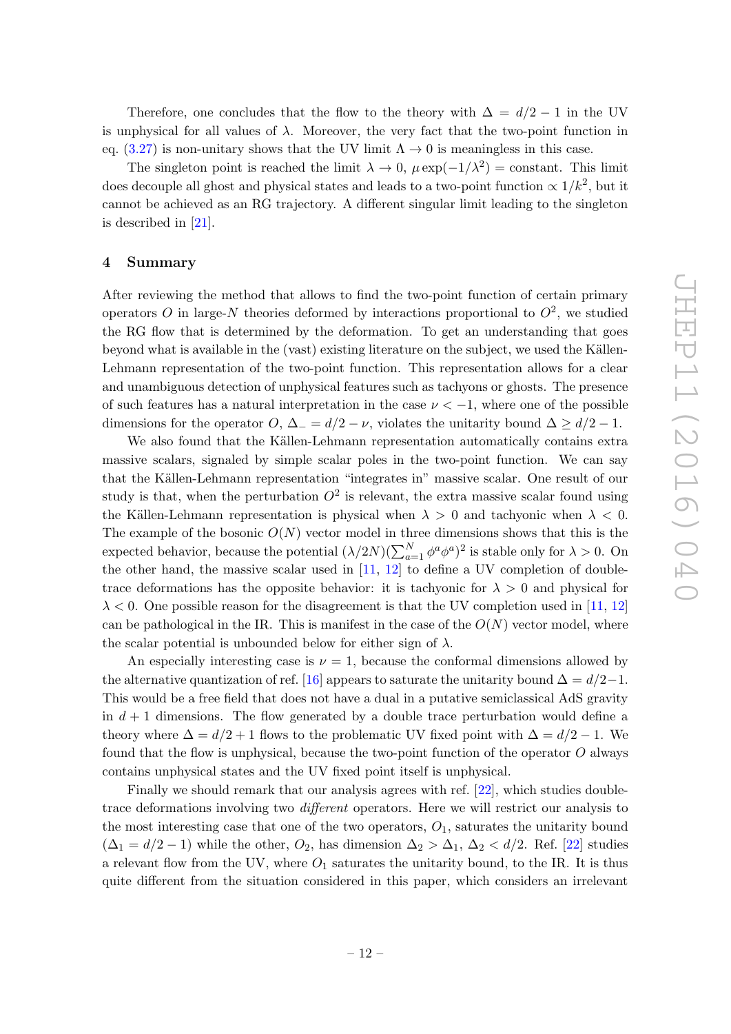Therefore, one concludes that the flow to the theory with $\Delta = d/2 - 1$ in the UV is unphysical for all values of $\lambda$. Moreover, the very fact that the two-point function in eq. (3.27) is non-unitary shows that the UV limit $\Lambda \to 0$ is meaningless in this case.

The singleton point is reached the limit $\lambda \to 0$, $\mu \exp(-1/\lambda^2) =$ constant. This limit does decouple all ghost and physical states and leads to a two-point function $\propto 1/k^2$, but it cannot be achieved as an RG trajectory. A different singular limit leading to the singleton is described in [21].

## 4 Summary

After reviewing the method that allows to find the two-point function of certain primary operators $O$ in large-$N$ theories deformed by interactions proportional to $O^2$, we studied the RG flow that is determined by the deformation. To get an understanding that goes beyond what is available in the (vast) existing literature on the subject, we used the Källen-Lehmann representation of the two-point function. This representation allows for a clear and unambiguous detection of unphysical features such as tachyons or ghosts. The presence of such features has a natural interpretation in the case $\nu < -1$, where one of the possible dimensions for the operator $O$, $\Delta_- = d/2 - \nu$, violates the unitarity bound $\Delta \geq d/2 - 1$.

We also found that the Källen-Lehmann representation automatically contains extra massive scalars, signaled by simple scalar poles in the two-point function. We can say that the Källen-Lehmann representation "integrates in" massive scalar. One result of our study is that, when the perturbation $O^2$ is relevant, the extra massive scalar found using the Källen-Lehmann representation is physical when $\lambda > 0$ and tachyonic when $\lambda < 0$. The example of the bosonic $O(N)$ vector model in three dimensions shows that this is the expected behavior, because the potential $(\lambda/2N)(\sum_{a=1}^N \phi^a\phi^a)^2$ is stable only for $\lambda > 0$. On the other hand, the massive scalar used in [11, 12] to define a UV completion of double-trace deformations has the opposite behavior: it is tachyonic for $\lambda > 0$ and physical for $\lambda < 0$. One possible reason for the disagreement is that the UV completion used in [11, 12] can be pathological in the IR. This is manifest in the case of the $O(N)$ vector model, where the scalar potential is unbounded below for either sign of $\lambda$.

An especially interesting case is $\nu = 1$, because the conformal dimensions allowed by the alternative quantization of ref. [16] appears to saturate the unitarity bound $\Delta = d/2-1$. This would be a free field that does not have a dual in a putative semiclassical AdS gravity in $d+1$ dimensions. The flow generated by a double trace perturbation would define a theory where $\Delta = d/2 + 1$ flows to the problematic UV fixed point with $\Delta = d/2 - 1$. We found that the flow is unphysical, because the two-point function of the operator $O$ always contains unphysical states and the UV fixed point itself is unphysical.

Finally we should remark that our analysis agrees with ref. [22], which studies double-trace deformations involving two *different* operators. Here we will restrict our analysis to the most interesting case that one of the two operators, $O_1$, saturates the unitarity bound ($\Delta_1 = d/2 - 1$) while the other, $O_2$, has dimension $\Delta_2 > \Delta_1$, $\Delta_2 < d/2$. Ref. [22] studies a relevant flow from the UV, where $O_1$ saturates the unitarity bound, to the IR. It is thus quite different from the situation considered in this paper, which considers an irrelevant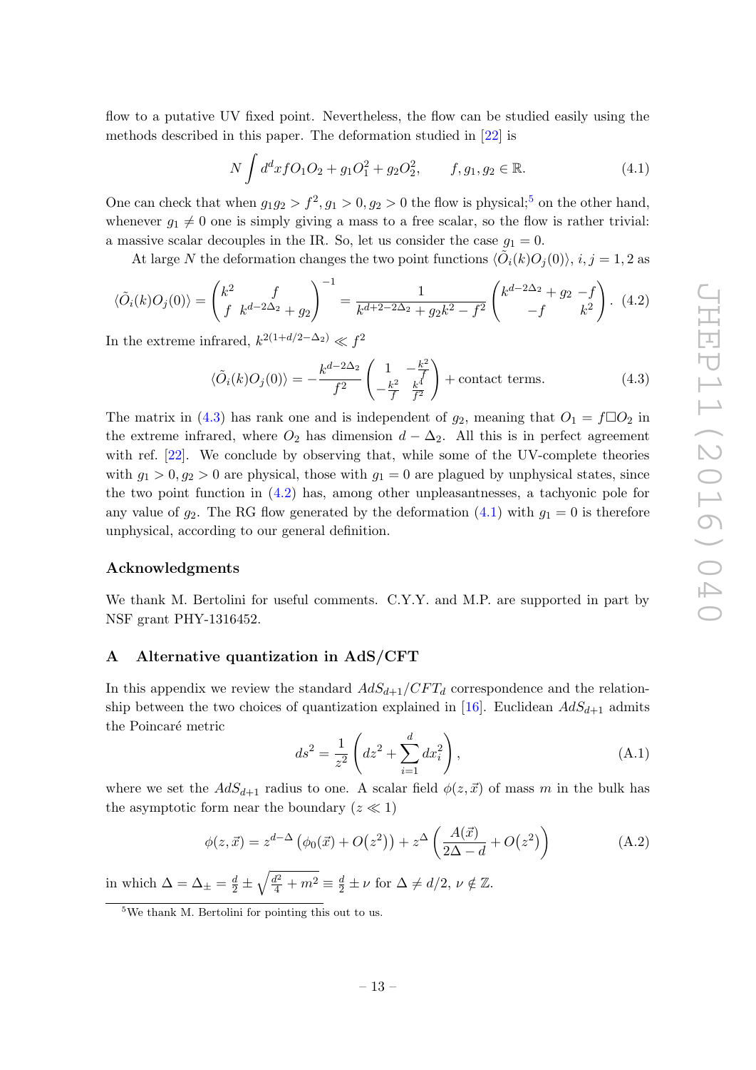flow to a putative UV fixed point. Nevertheless, the flow can be studied easily using the methods described in this paper. The deformation studied in [22] is

$$N \int d^d x f O_1 O_2 + g_1 O_1^2 + g_2 O_2^2, \qquad f, g_1, g_2 \in \mathbb{R}. \tag{4.1}$$

One can check that when $g_1 g_2 > f^2, g_1 > 0, g_2 > 0$ the flow is physical;[5] on the other hand, whenever $g_1 \neq 0$ one is simply giving a mass to a free scalar, so the flow is rather trivial: a massive scalar decouples in the IR. So, let us consider the case $g_1 = 0$.

At large $N$ the deformation changes the two point functions $\langle \tilde{O}_i(k) O_j(0) \rangle$, $i, j = 1, 2$ as

$$\langle \tilde{O}_i(k) O_j(0) \rangle = \begin{pmatrix} k^2 & f \\ f & k^{d-2\Delta_2} + g_2 \end{pmatrix}^{-1} = \frac{1}{k^{d+2-2\Delta_2} + g_2 k^2 - f^2} \begin{pmatrix} k^{d-2\Delta_2} + g_2 & -f \\ -f & k^2 \end{pmatrix}. \tag{4.2}$$

In the extreme infrared, $k^{2(1+d/2-\Delta_2)} \ll f^2$

$$\langle \tilde{O}_i(k) O_j(0) \rangle = -\frac{k^{d-2\Delta_2}}{f^2} \begin{pmatrix} 1 & -\frac{k^2}{f} \\ -\frac{k^2}{f} & \frac{k^4}{f^2} \end{pmatrix} + \text{contact terms.} \tag{4.3}$$

The matrix in (4.3) has rank one and is independent of $g_2$, meaning that $O_1 = f \Box O_2$ in the extreme infrared, where $O_2$ has dimension $d - \Delta_2$. All this is in perfect agreement with ref. [22]. We conclude by observing that, while some of the UV-complete theories with $g_1 > 0, g_2 > 0$ are physical, those with $g_1 = 0$ are plagued by unphysical states, since the two point function in (4.2) has, among other unpleasantnesses, a tachyonic pole for any value of $g_2$. The RG flow generated by the deformation (4.1) with $g_1 = 0$ is therefore unphysical, according to our general definition.

## Acknowledgments

We thank M. Bertolini for useful comments. C.Y.Y. and M.P. are supported in part by NSF grant PHY-1316452.

## A Alternative quantization in AdS/CFT

In this appendix we review the standard $AdS_{d+1}/CFT_d$ correspondence and the relationship between the two choices of quantization explained in [16]. Euclidean $AdS_{d+1}$ admits the Poincaré metric

$$ds^2 = \frac{1}{z^2}\left(dz^2 + \sum_{i=1}^{d} dx_i^2\right), \tag{A.1}$$

where we set the $AdS_{d+1}$ radius to one. A scalar field $\phi(z, \vec{x})$ of mass $m$ in the bulk has the asymptotic form near the boundary ($z \ll 1$)

$$\phi(z, \vec{x}) = z^{d-\Delta}\left(\phi_0(\vec{x}) + O(z^2)\right) + z^{\Delta}\left(\frac{A(\vec{x})}{2\Delta - d} + O(z^2)\right) \tag{A.2}$$

in which $\Delta = \Delta_{\pm} = \frac{d}{2} \pm \sqrt{\frac{d^2}{4} + m^2} \equiv \frac{d}{2} \pm \nu$ for $\Delta \neq d/2$, $\nu \notin \mathbb{Z}$.

---

[5] We thank M. Bertolini for pointing this out to us.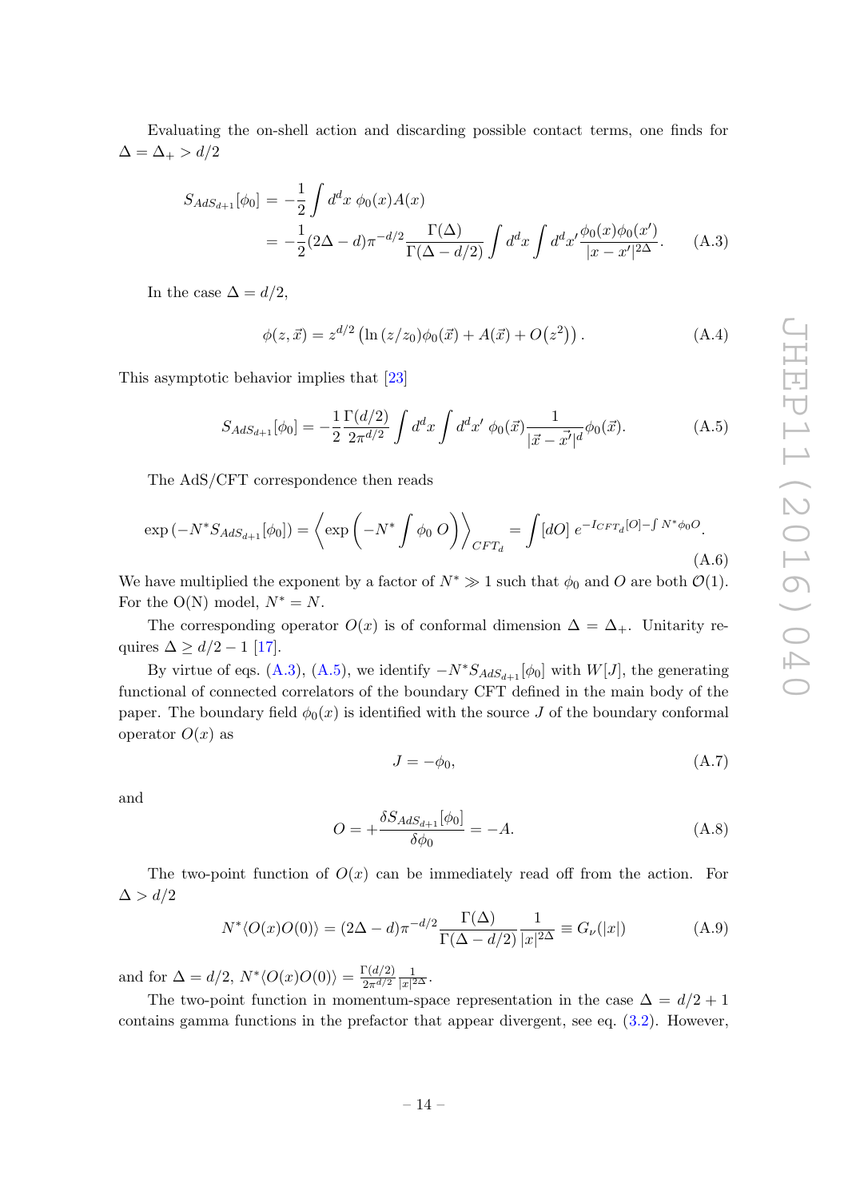Evaluating the on-shell action and discarding possible contact terms, one finds for $\Delta = \Delta_+ > d/2$

$$
\begin{aligned}
S_{AdS_{d+1}}[\phi_0] &= -\frac{1}{2}\int d^d x\ \phi_0(x)A(x) \\
&= -\frac{1}{2}(2\Delta - d)\pi^{-d/2}\frac{\Gamma(\Delta)}{\Gamma(\Delta - d/2)}\int d^d x \int d^d x' \frac{\phi_0(x)\phi_0(x')}{|x-x'|^{2\Delta}}.
\end{aligned}
\tag{A.3}
$$

In the case $\Delta = d/2$,

$$
\phi(z,\vec{x}) = z^{d/2}\left(\ln(z/z_0)\phi_0(\vec{x}) + A(\vec{x}) + O(z^2)\right). \tag{A.4}
$$

This asymptotic behavior implies that [23]

$$
S_{AdS_{d+1}}[\phi_0] = -\frac{1}{2}\frac{\Gamma(d/2)}{2\pi^{d/2}}\int d^d x \int d^d x'\ \phi_0(\vec{x})\frac{1}{|\vec{x}-\vec{x'}|^d}\phi_0(\vec{x}). \tag{A.5}
$$

The AdS/CFT correspondence then reads

$$
\exp\left(-N^* S_{AdS_{d+1}}[\phi_0]\right) = \left\langle \exp\left(-N^*\int \phi_0\ O\right)\right\rangle_{CFT_d} = \int [dO]\ e^{-I_{CFT_d}[O] - \int N^*\phi_0 O}. \tag{A.6}
$$

We have multiplied the exponent by a factor of $N^* \gg 1$ such that $\phi_0$ and $O$ are both $\mathcal{O}(1)$. For the O(N) model, $N^* = N$.

The corresponding operator $O(x)$ is of conformal dimension $\Delta = \Delta_+$. Unitarity requires $\Delta \geq d/2 - 1$ [17].

By virtue of eqs. (A.3), (A.5), we identify $-N^* S_{AdS_{d+1}}[\phi_0]$ with $W[J]$, the generating functional of connected correlators of the boundary CFT defined in the main body of the paper. The boundary field $\phi_0(x)$ is identified with the source $J$ of the boundary conformal operator $O(x)$ as

$$
J = -\phi_0, \tag{A.7}
$$

and

$$
O = +\frac{\delta S_{AdS_{d+1}}[\phi_0]}{\delta \phi_0} = -A. \tag{A.8}
$$

The two-point function of $O(x)$ can be immediately read off from the action. For $\Delta > d/2$

$$
N^*\langle O(x)O(0)\rangle = (2\Delta - d)\pi^{-d/2}\frac{\Gamma(\Delta)}{\Gamma(\Delta - d/2)}\frac{1}{|x|^{2\Delta}} \equiv G_\nu(|x|) \tag{A.9}
$$

and for $\Delta = d/2$, $N^*\langle O(x)O(0)\rangle = \frac{\Gamma(d/2)}{2\pi^{d/2}}\frac{1}{|x|^{2\Delta}}$.

The two-point function in momentum-space representation in the case $\Delta = d/2 + 1$ contains gamma functions in the prefactor that appear divergent, see eq. (3.2). However,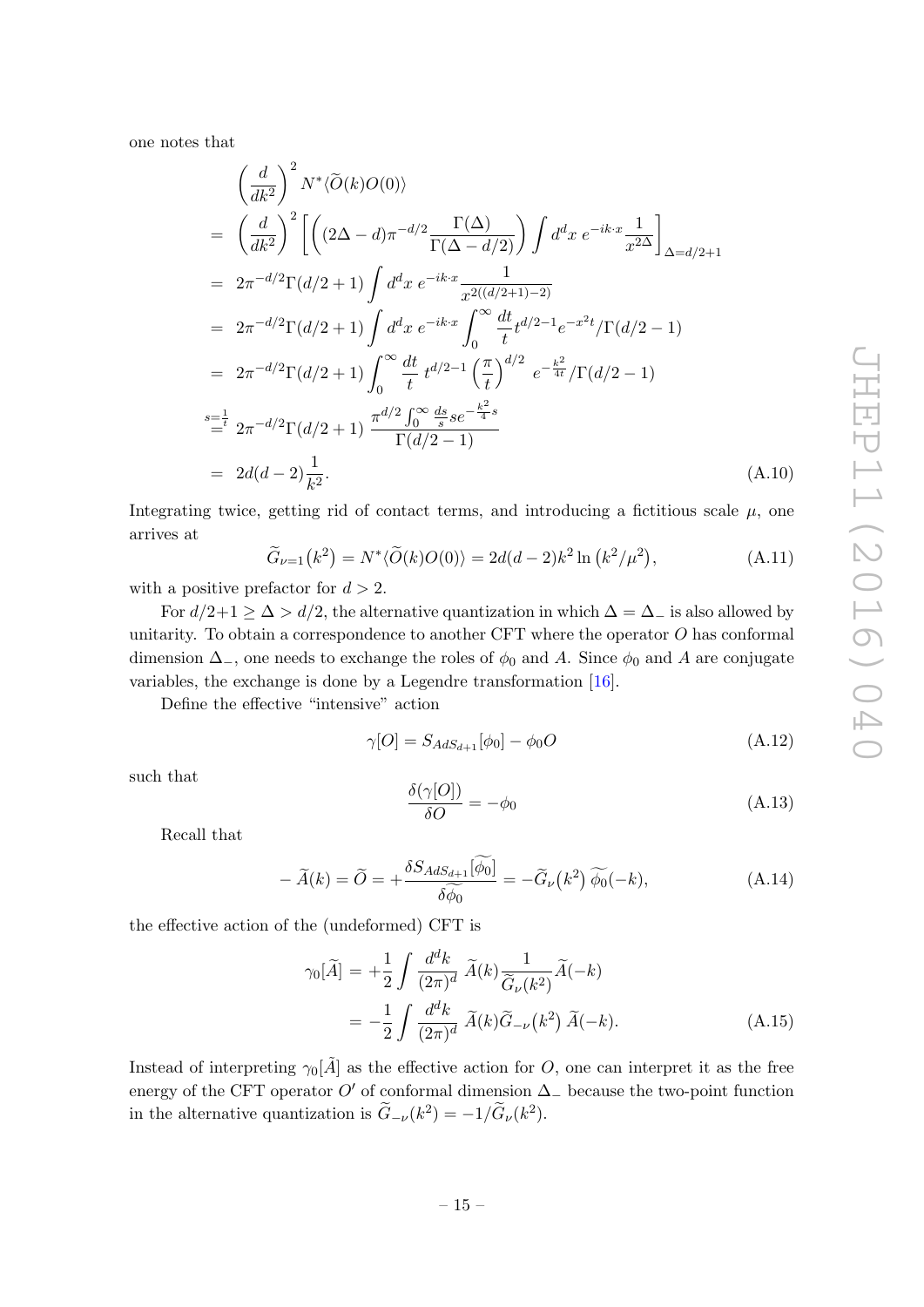one notes that

$$
\begin{aligned}
&\left(\frac{d}{dk^2}\right)^2 N^* \langle \widetilde{O}(k) O(0)\rangle \\
&= \left(\frac{d}{dk^2}\right)^2 \left[\left((2\Delta - d)\pi^{-d/2}\frac{\Gamma(\Delta)}{\Gamma(\Delta - d/2)}\right)\int d^dx\; e^{-ik\cdot x}\frac{1}{x^{2\Delta}}\right]_{\Delta = d/2+1} \\
&= 2\pi^{-d/2}\Gamma(d/2+1)\int d^dx\; e^{-ik\cdot x}\frac{1}{x^{2((d/2+1)-2)}} \\
&= 2\pi^{-d/2}\Gamma(d/2+1)\int d^dx\; e^{-ik\cdot x}\int_0^\infty \frac{dt}{t}t^{d/2-1}e^{-x^2 t}/\Gamma(d/2-1) \\
&= 2\pi^{-d/2}\Gamma(d/2+1)\int_0^\infty \frac{dt}{t}\; t^{d/2-1}\left(\frac{\pi}{t}\right)^{d/2}\; e^{-\frac{k^2}{4t}}/\Gamma(d/2-1) \\
&\overset{s=\frac{1}{t}}{=} 2\pi^{-d/2}\Gamma(d/2+1)\;\frac{\pi^{d/2}\int_0^\infty \frac{ds}{s}s e^{-\frac{k^2}{4}s}}{\Gamma(d/2-1)} \\
&= 2d(d-2)\frac{1}{k^2}.
\end{aligned}
\tag{A.10}
$$

Integrating twice, getting rid of contact terms, and introducing a fictitious scale $\mu$, one arrives at

$$
\widetilde{G}_{\nu=1}\big(k^2\big) = N^*\langle \widetilde{O}(k)O(0)\rangle = 2d(d-2)k^2\ln\big(k^2/\mu^2\big), \tag{A.11}
$$

with a positive prefactor for $d > 2$.

For $d/2+1 \geq \Delta > d/2$, the alternative quantization in which $\Delta = \Delta_-$ is also allowed by unitarity. To obtain a correspondence to another CFT where the operator $O$ has conformal dimension $\Delta_-$, one needs to exchange the roles of $\phi_0$ and $A$. Since $\phi_0$ and $A$ are conjugate variables, the exchange is done by a Legendre transformation [16].

Define the effective "intensive" action

$$
\gamma[O] = S_{AdS_{d+1}}[\phi_0] - \phi_0 O \tag{A.12}
$$

such that

$$
\frac{\delta(\gamma[O])}{\delta O} = -\phi_0 \tag{A.13}
$$

Recall that

$$
-\widetilde{A}(k) = \widetilde{O} = +\frac{\delta S_{AdS_{d+1}}[\widetilde{\phi_0}]}{\delta\widetilde{\phi_0}} = -\widetilde{G}_\nu\big(k^2\big)\,\widetilde{\phi_0}(-k), \tag{A.14}
$$

the effective action of the (undeformed) CFT is

$$
\begin{aligned}
\gamma_0[\widetilde{A}] &= +\frac{1}{2}\int\frac{d^dk}{(2\pi)^d}\;\widetilde{A}(k)\frac{1}{\widetilde{G}_\nu(k^2)}\widetilde{A}(-k) \\
&= -\frac{1}{2}\int\frac{d^dk}{(2\pi)^d}\;\widetilde{A}(k)\widetilde{G}_{-\nu}\big(k^2\big)\,\widetilde{A}(-k).
\end{aligned}
\tag{A.15}
$$

Instead of interpreting $\gamma_0[\tilde{A}]$ as the effective action for $O$, one can interpret it as the free energy of the CFT operator $O'$ of conformal dimension $\Delta_-$ because the two-point function in the alternative quantization is $\widetilde{G}_{-\nu}(k^2) = -1/\widetilde{G}_\nu(k^2)$.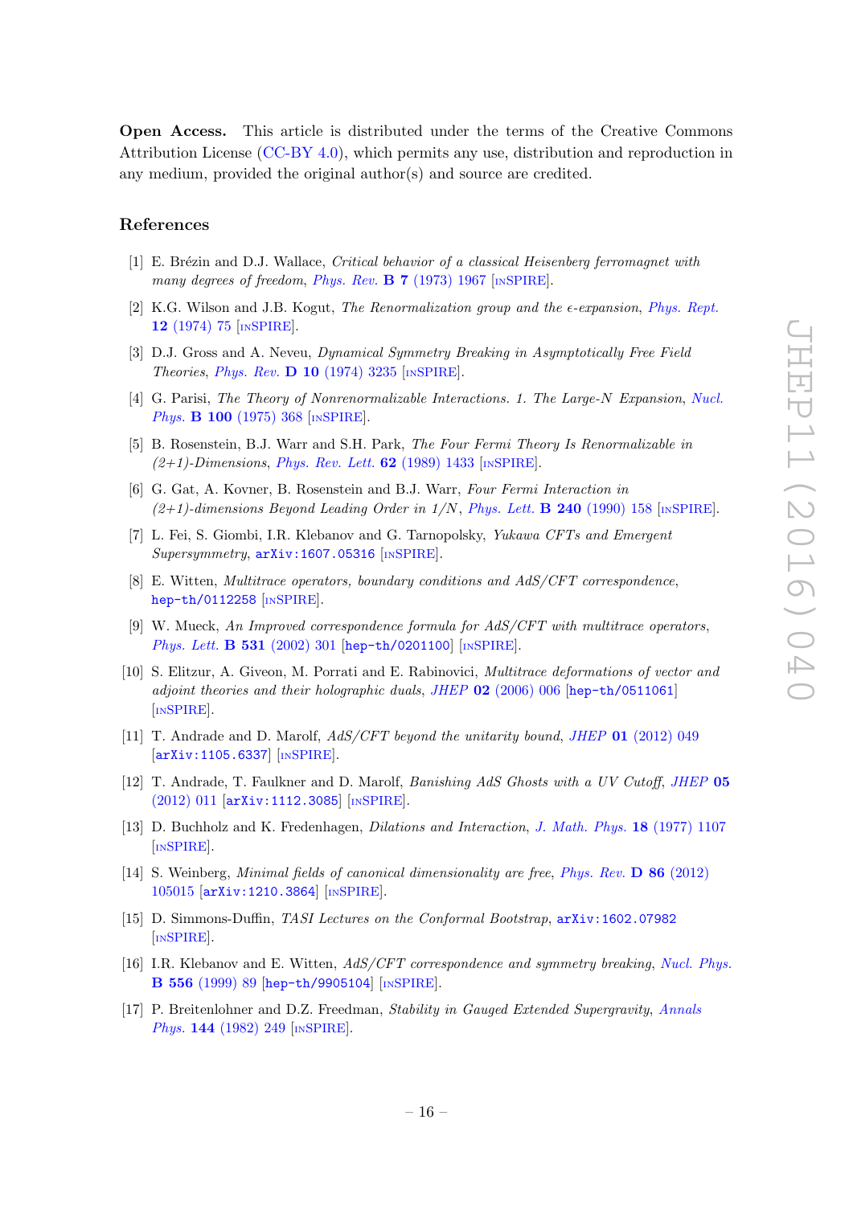**Open Access.** This article is distributed under the terms of the Creative Commons Attribution License (CC-BY 4.0), which permits any use, distribution and reproduction in any medium, provided the original author(s) and source are credited.

## References

[1] E. Brézin and D.J. Wallace, *Critical behavior of a classical Heisenberg ferromagnet with many degrees of freedom*, *Phys. Rev.* **B 7** (1973) 1967 [INSPIRE].

[2] K.G. Wilson and J.B. Kogut, *The Renormalization group and the $\epsilon$-expansion*, *Phys. Rept.* **12** (1974) 75 [INSPIRE].

[3] D.J. Gross and A. Neveu, *Dynamical Symmetry Breaking in Asymptotically Free Field Theories*, *Phys. Rev.* **D 10** (1974) 3235 [INSPIRE].

[4] G. Parisi, *The Theory of Nonrenormalizable Interactions. 1. The Large-N Expansion*, *Nucl. Phys.* **B 100** (1975) 368 [INSPIRE].

[5] B. Rosenstein, B.J. Warr and S.H. Park, *The Four Fermi Theory Is Renormalizable in (2+1)-Dimensions*, *Phys. Rev. Lett.* **62** (1989) 1433 [INSPIRE].

[6] G. Gat, A. Kovner, B. Rosenstein and B.J. Warr, *Four Fermi Interaction in (2+1)-dimensions Beyond Leading Order in 1/N*, *Phys. Lett.* **B 240** (1990) 158 [INSPIRE].

[7] L. Fei, S. Giombi, I.R. Klebanov and G. Tarnopolsky, *Yukawa CFTs and Emergent Supersymmetry*, arXiv:1607.05316 [INSPIRE].

[8] E. Witten, *Multitrace operators, boundary conditions and AdS/CFT correspondence*, hep-th/0112258 [INSPIRE].

[9] W. Mueck, *An Improved correspondence formula for AdS/CFT with multitrace operators*, *Phys. Lett.* **B 531** (2002) 301 [hep-th/0201100] [INSPIRE].

[10] S. Elitzur, A. Giveon, M. Porrati and E. Rabinovici, *Multitrace deformations of vector and adjoint theories and their holographic duals*, *JHEP* **02** (2006) 006 [hep-th/0511061] [INSPIRE].

[11] T. Andrade and D. Marolf, *AdS/CFT beyond the unitarity bound*, *JHEP* **01** (2012) 049 [arXiv:1105.6337] [INSPIRE].

[12] T. Andrade, T. Faulkner and D. Marolf, *Banishing AdS Ghosts with a UV Cutoff*, *JHEP* **05** (2012) 011 [arXiv:1112.3085] [INSPIRE].

[13] D. Buchholz and K. Fredenhagen, *Dilations and Interaction*, *J. Math. Phys.* **18** (1977) 1107 [INSPIRE].

[14] S. Weinberg, *Minimal fields of canonical dimensionality are free*, *Phys. Rev.* **D 86** (2012) 105015 [arXiv:1210.3864] [INSPIRE].

[15] D. Simmons-Duffin, *TASI Lectures on the Conformal Bootstrap*, arXiv:1602.07982 [INSPIRE].

[16] I.R. Klebanov and E. Witten, *AdS/CFT correspondence and symmetry breaking*, *Nucl. Phys.* **B 556** (1999) 89 [hep-th/9905104] [INSPIRE].

[17] P. Breitenlohner and D.Z. Freedman, *Stability in Gauged Extended Supergravity*, *Annals Phys.* **144** (1982) 249 [INSPIRE].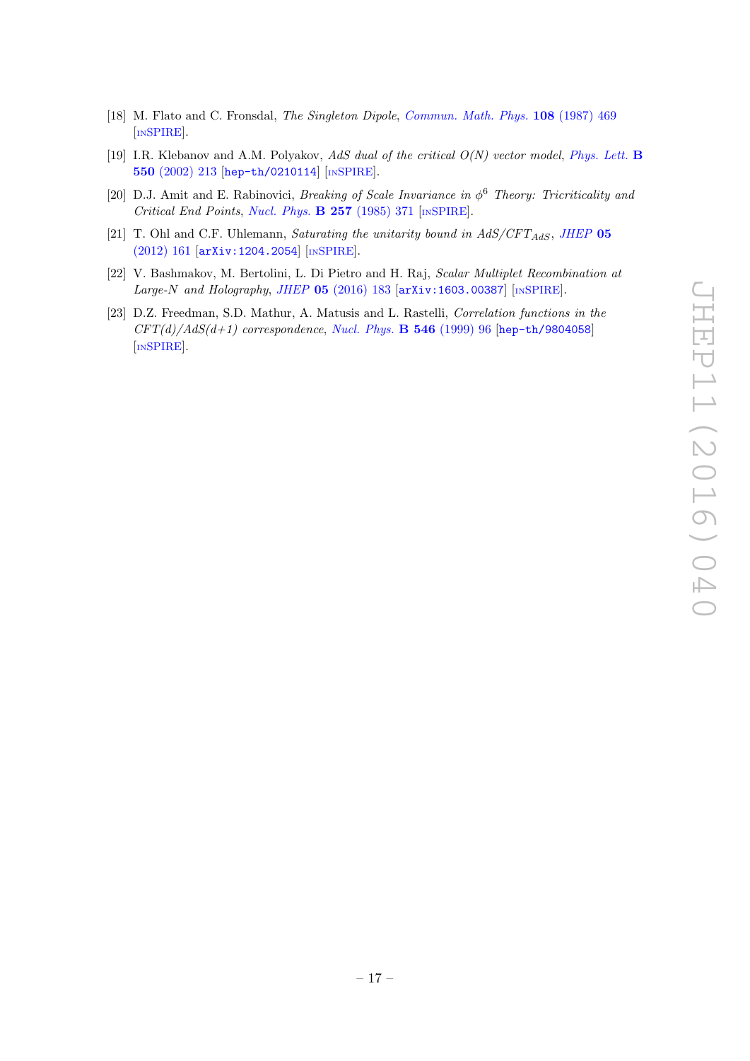[18] M. Flato and C. Fronsdal, *The Singleton Dipole*, Commun. Math. Phys. **108** (1987) 469 [INSPIRE].

[19] I.R. Klebanov and A.M. Polyakov, *AdS dual of the critical O(N) vector model*, Phys. Lett. **B 550** (2002) 213 [hep-th/0210114] [INSPIRE].

[20] D.J. Amit and E. Rabinovici, *Breaking of Scale Invariance in $\phi^6$ Theory: Tricriticality and Critical End Points*, Nucl. Phys. **B 257** (1985) 371 [INSPIRE].

[21] T. Ohl and C.F. Uhlemann, *Saturating the unitarity bound in AdS/CFT$_{AdS}$*, JHEP **05** (2012) 161 [arXiv:1204.2054] [INSPIRE].

[22] V. Bashmakov, M. Bertolini, L. Di Pietro and H. Raj, *Scalar Multiplet Recombination at Large-N and Holography*, JHEP **05** (2016) 183 [arXiv:1603.00387] [INSPIRE].

[23] D.Z. Freedman, S.D. Mathur, A. Matusis and L. Rastelli, *Correlation functions in the CFT(d)/AdS(d+1) correspondence*, Nucl. Phys. **B 546** (1999) 96 [hep-th/9804058] [INSPIRE].